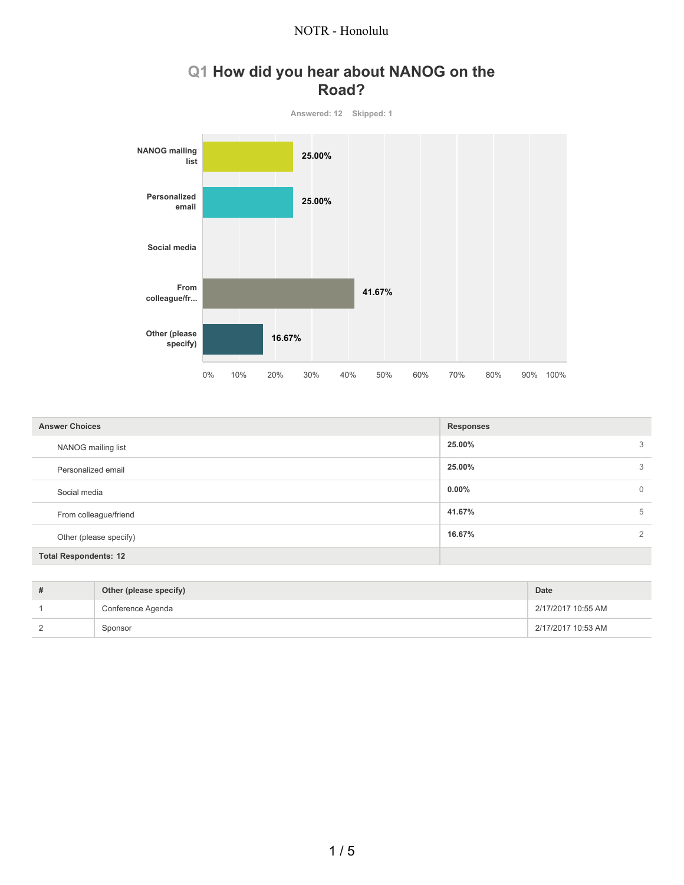NOTR - Honolulu

# Q1 How did you hear about NANOG on the Road?

Answered: 12 Skipped: 1

| Answer Choices | Responses | |
|---|---|---|
| NANOG mailing list | **25.00%** | 3 |
| Personalized email | **25.00%** | 3 |
| Social media | **0.00%** | 0 |
| From colleague/friend | **41.67%** | 5 |
| Other (please specify) | **16.67%** | 2 |
| **Total Respondents: 12** | | |

| # | Other (please specify) | Date |
|---|---|---|
| 1 | Conference Agenda | 2/17/2017 10:55 AM |
| 2 | Sponsor | 2/17/2017 10:53 AM |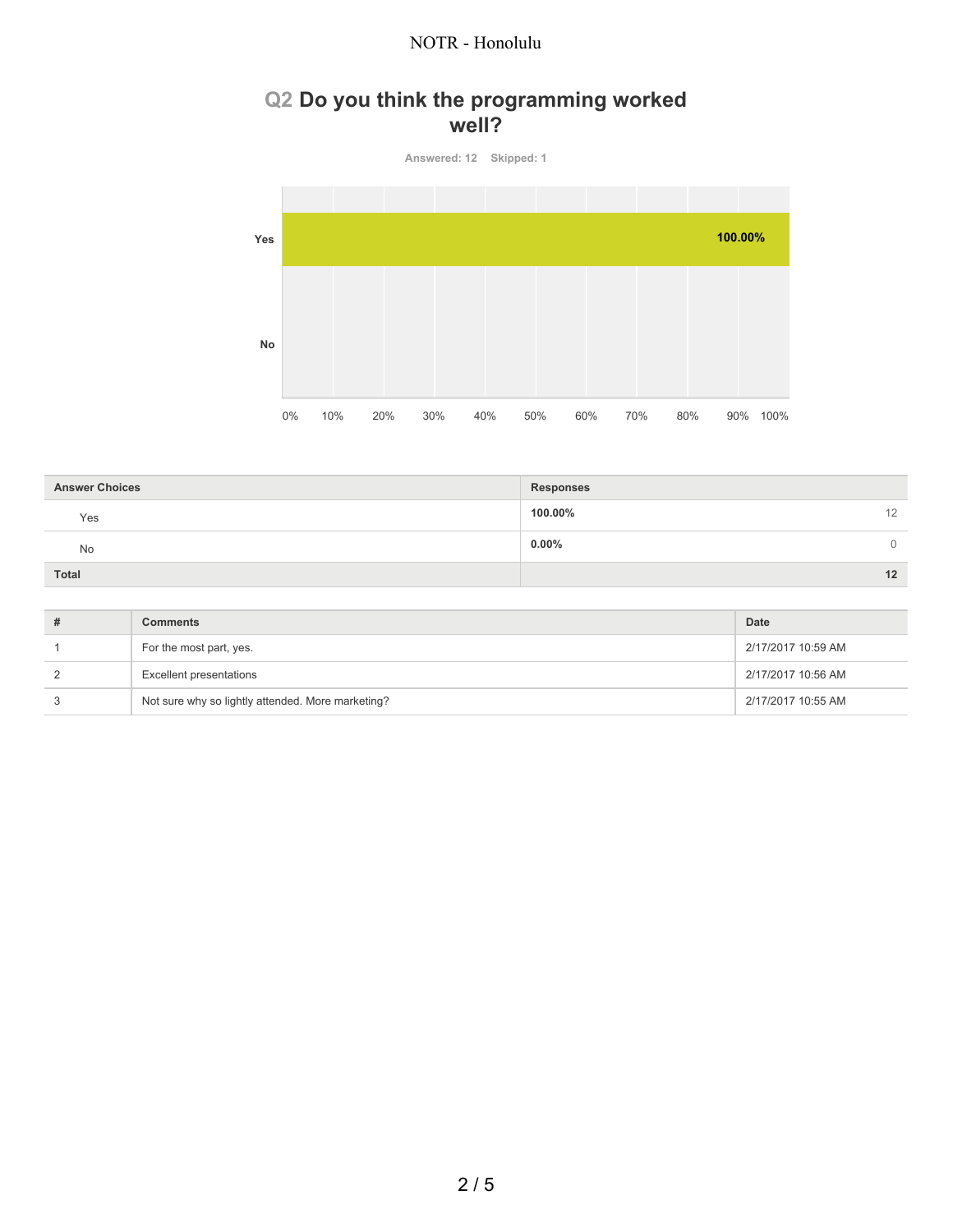## Q2 Do you think the programming worked well?

Answered: 12 Skipped: 1

| Answer Choices | Responses | |
|---|---|---|
| Yes | 100.00% | 12 |
| No | 0.00% | 0 |
| **Total** | | **12** |

| # | Comments | Date |
|---|---|---|
| 1 | For the most part, yes. | 2/17/2017 10:59 AM |
| 2 | Excellent presentations | 2/17/2017 10:56 AM |
| 3 | Not sure why so lightly attended. More marketing? | 2/17/2017 10:55 AM |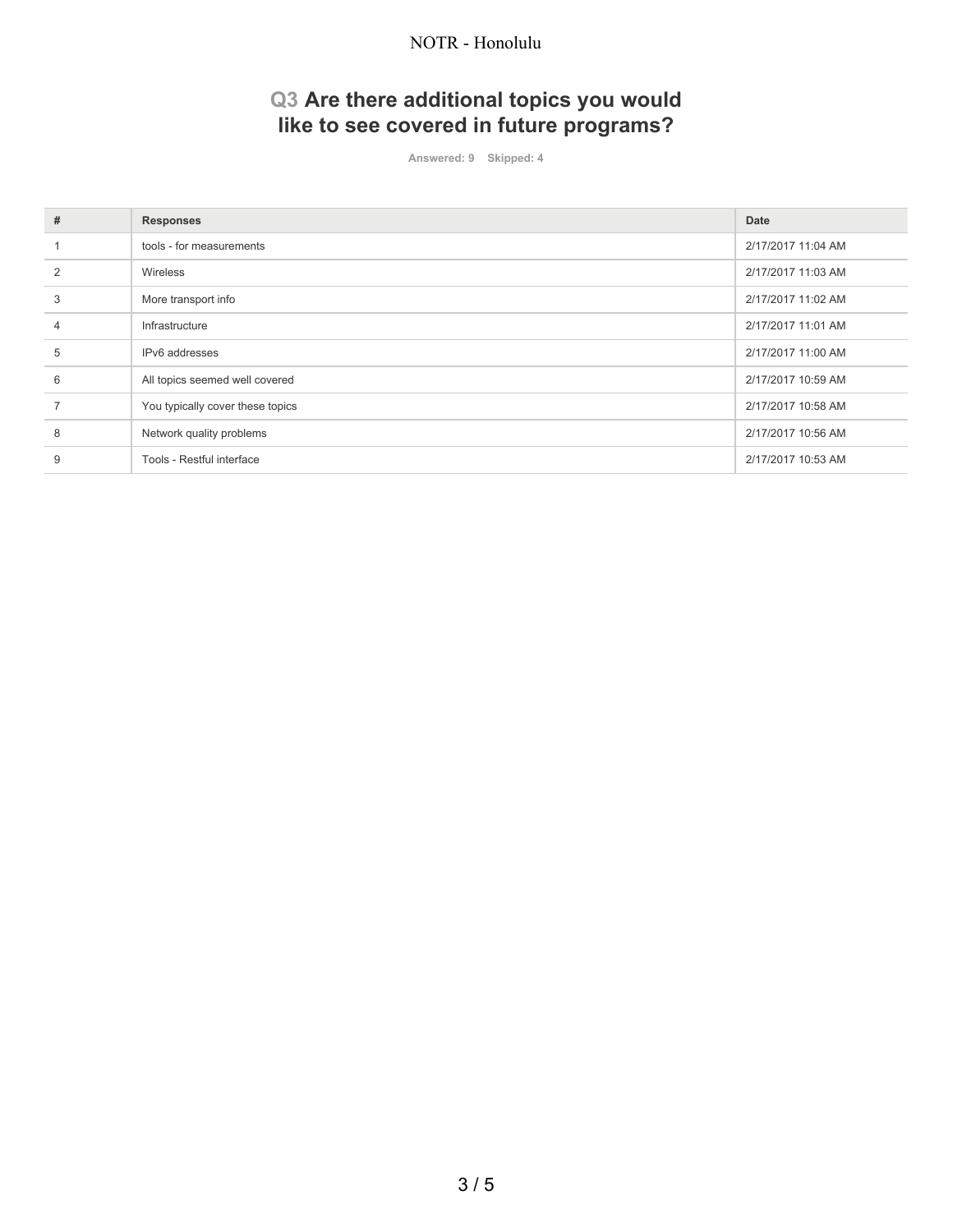## Q3 Are there additional topics you would like to see covered in future programs?

Answered: 9 Skipped: 4

| # | Responses | Date |
|---|---|---|
| 1 | tools - for measurements | 2/17/2017 11:04 AM |
| 2 | Wireless | 2/17/2017 11:03 AM |
| 3 | More transport info | 2/17/2017 11:02 AM |
| 4 | Infrastructure | 2/17/2017 11:01 AM |
| 5 | IPv6 addresses | 2/17/2017 11:00 AM |
| 6 | All topics seemed well covered | 2/17/2017 10:59 AM |
| 7 | You typically cover these topics | 2/17/2017 10:58 AM |
| 8 | Network quality problems | 2/17/2017 10:56 AM |
| 9 | Tools - Restful interface | 2/17/2017 10:53 AM |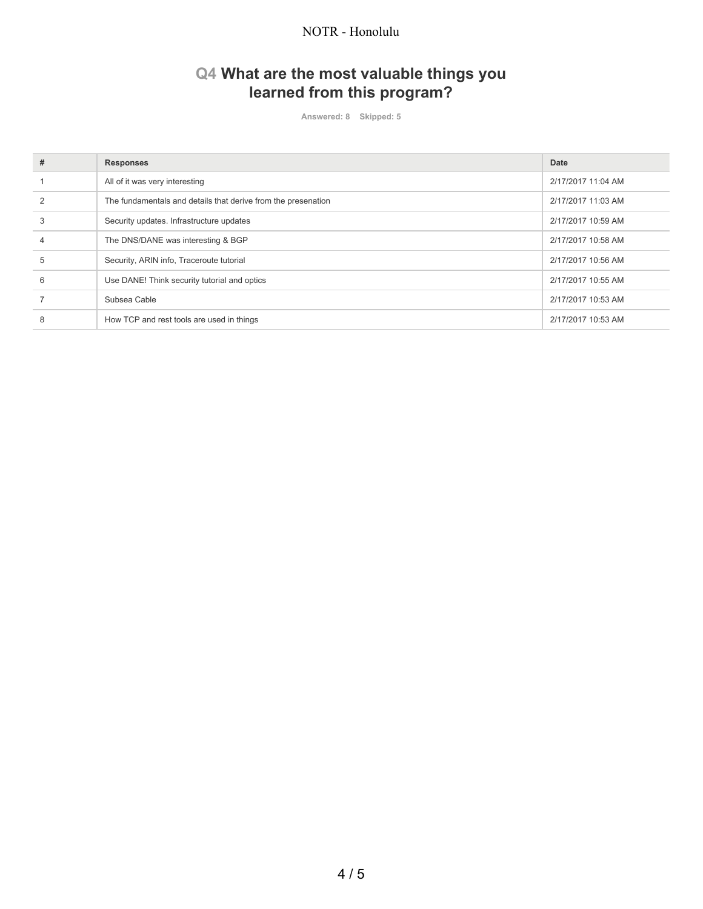## Q4 What are the most valuable things you learned from this program?

Answered: 8 Skipped: 5

| # | Responses | Date |
|---|---|---|
| 1 | All of it was very interesting | 2/17/2017 11:04 AM |
| 2 | The fundamentals and details that derive from the presenation | 2/17/2017 11:03 AM |
| 3 | Security updates. Infrastructure updates | 2/17/2017 10:59 AM |
| 4 | The DNS/DANE was interesting & BGP | 2/17/2017 10:58 AM |
| 5 | Security, ARIN info, Traceroute tutorial | 2/17/2017 10:56 AM |
| 6 | Use DANE! Think security tutorial and optics | 2/17/2017 10:55 AM |
| 7 | Subsea Cable | 2/17/2017 10:53 AM |
| 8 | How TCP and rest tools are used in things | 2/17/2017 10:53 AM |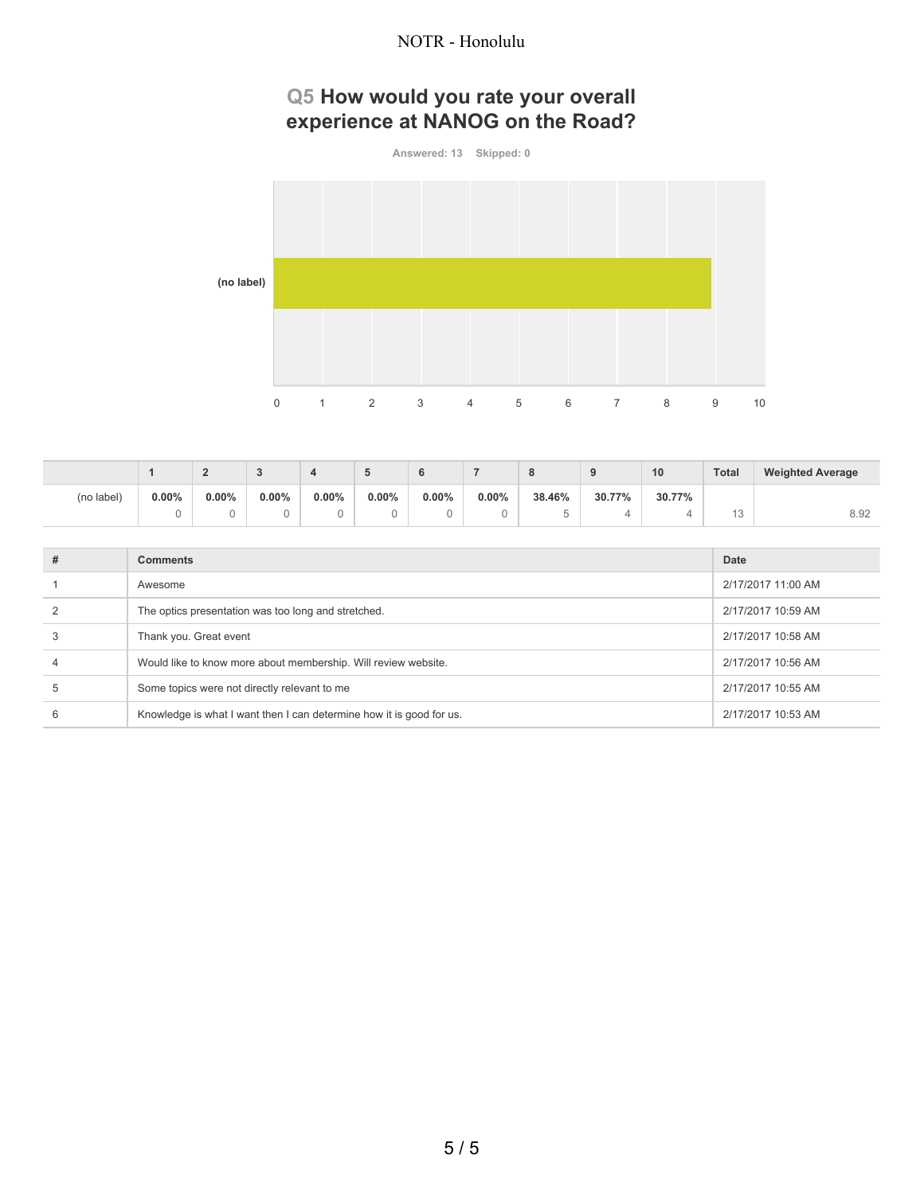## Q5 How would you rate your overall experience at NANOG on the Road?

Answered: 13 Skipped: 0

(no label)

0 1 2 3 4 5 6 7 8 9 10

| | 1 | 2 | 3 | 4 | 5 | 6 | 7 | 8 | 9 | 10 | Total | Weighted Average |
|---|---|---|---|---|---|---|---|---|---|---|---|---|
| (no label) | **0.00%** 0 | **0.00%** 0 | **0.00%** 0 | **0.00%** 0 | **0.00%** 0 | **0.00%** 0 | **0.00%** 0 | **38.46%** 5 | **30.77%** 4 | **30.77%** 4 | 13 | 8.92 |

| # | Comments | Date |
|---|---|---|
| 1 | Awesome | 2/17/2017 11:00 AM |
| 2 | The optics presentation was too long and stretched. | 2/17/2017 10:59 AM |
| 3 | Thank you. Great event | 2/17/2017 10:58 AM |
| 4 | Would like to know more about membership. Will review website. | 2/17/2017 10:56 AM |
| 5 | Some topics were not directly relevant to me | 2/17/2017 10:55 AM |
| 6 | Knowledge is what I want then I can determine how it is good for us. | 2/17/2017 10:53 AM |